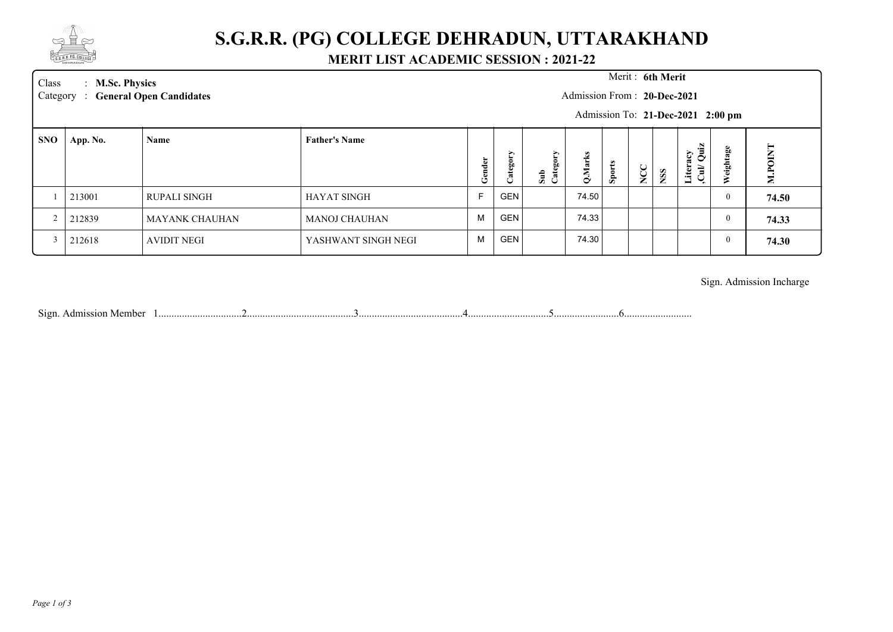# S.G.R.R. (PG) COLLEGE DEHRADUN, UTTARAKHAND

## MERIT LIST ACADEMIC SESSION : 2021-22

Class : **M.Sc. Physics**
Category : **General Open Candidates**

Merit : **6th Merit**
Admission From : **20-Dec-2021**
Admission To: **21-Dec-2021 2:00 pm**

| SNO | App. No. | Name | Father's Name | Gender | Category | Sub Category | Q.Marks | Sports | NCC | NSS | Literacy ,Cul/ Quiz | Weightage | M.POINT |
|---|---|---|---|---|---|---|---|---|---|---|---|---|---|
| 1 | 213001 | RUPALI SINGH | HAYAT SINGH | F | GEN | | 74.50 | | | | | 0 | **74.50** |
| 2 | 212839 | MAYANK CHAUHAN | MANOJ CHAUHAN | M | GEN | | 74.33 | | | | | 0 | **74.33** |
| 3 | 212618 | AVIDIT NEGI | YASHWANT SINGH NEGI | M | GEN | | 74.30 | | | | | 0 | **74.30** |

Sign. Admission Incharge

Sign. Admission Member 1.................................2..........................................3........................................4...............................5.........................6..........................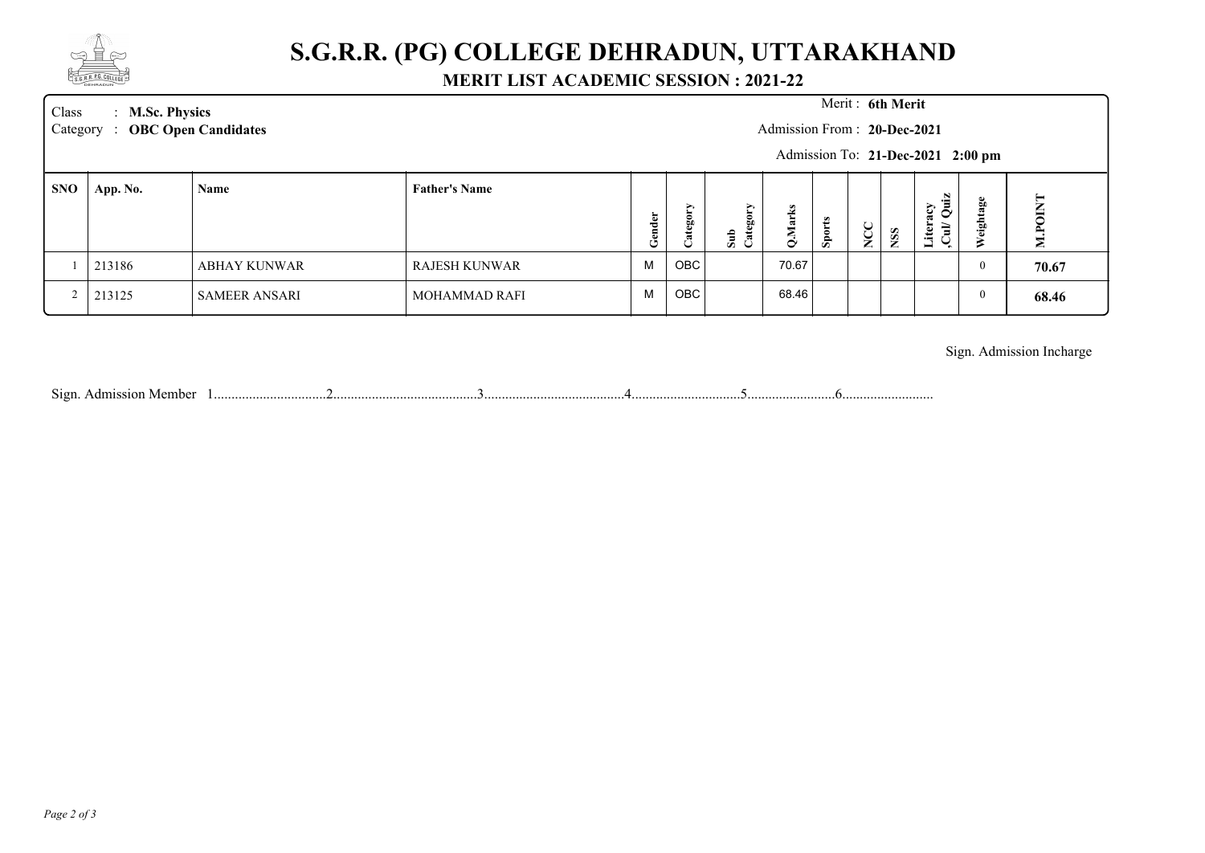# S.G.R.R. (PG) COLLEGE DEHRADUN, UTTARAKHAND

## MERIT LIST ACADEMIC SESSION : 2021-22

Class : **M.Sc. Physics**

Category : **OBC Open Candidates**

Merit : **6th Merit**

Admission From : **20-Dec-2021**

Admission To: **21-Dec-2021 2:00 pm**

| SNO | App. No. | Name | Father's Name | Gender | Category | Sub Category | Q.Marks | Sports | NCC | NSS | Literacy ,Cul/ Quiz | Weightage | M.POINT |
|---|---|---|---|---|---|---|---|---|---|---|---|---|---|
| 1 | 213186 | ABHAY KUNWAR | RAJESH KUNWAR | M | OBC | | 70.67 | | | | | 0 | **70.67** |
| 2 | 213125 | SAMEER ANSARI | MOHAMMAD RAFI | M | OBC | | 68.46 | | | | | 0 | **68.46** |

Sign. Admission Incharge

Sign. Admission Member 1................................2..........................................3........................................4...............................5........................6..........................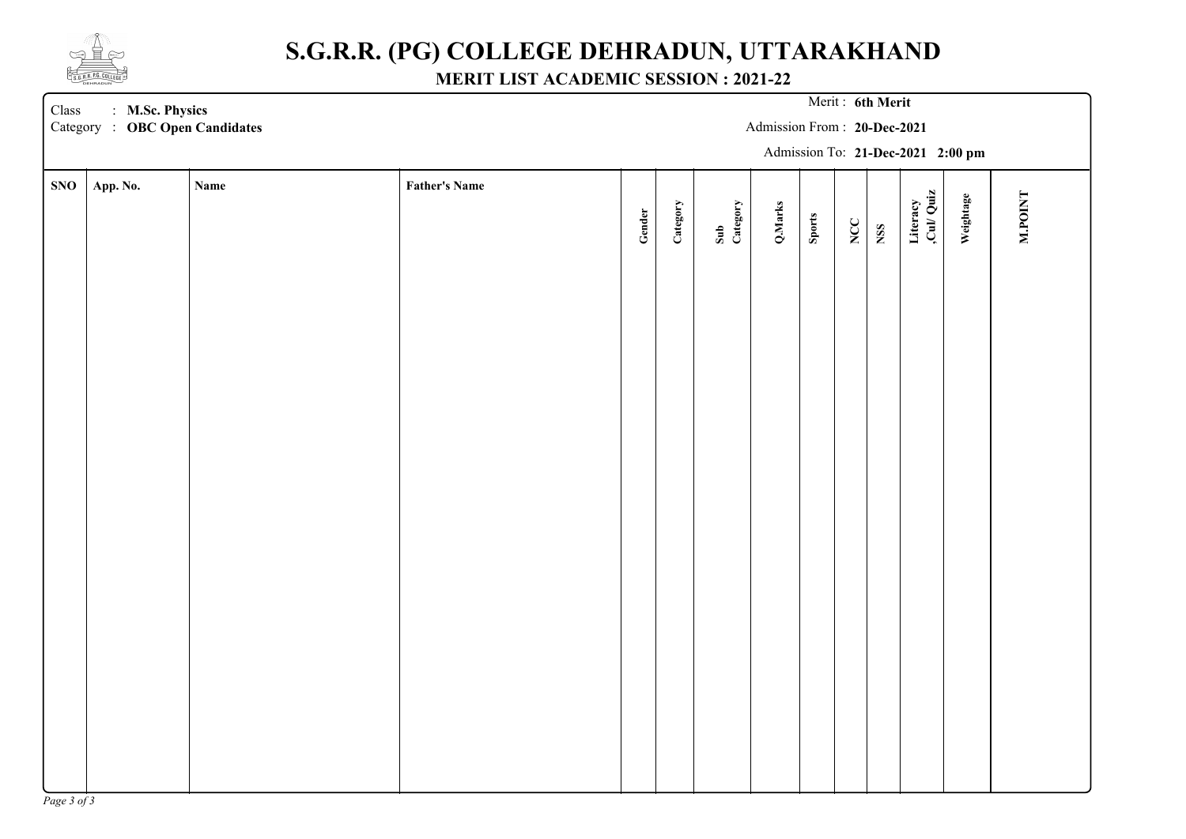# S.G.R.R. (PG) COLLEGE DEHRADUN, UTTARAKHAND

## MERIT LIST ACADEMIC SESSION : 2021-22

Class : **M.Sc. Physics**

Category : **OBC Open Candidates**

Merit : **6th Merit**

Admission From : **20-Dec-2021**

Admission To: **21-Dec-2021 2:00 pm**

| SNO | App. No. | Name | Father's Name | Gender | Category | Sub Category | Q.Marks | Sports | NCC | NSS | Literacy ,Cul/ Quiz | Weightage | M.POINT |
|---|---|---|---|---|---|---|---|---|---|---|---|---|---|